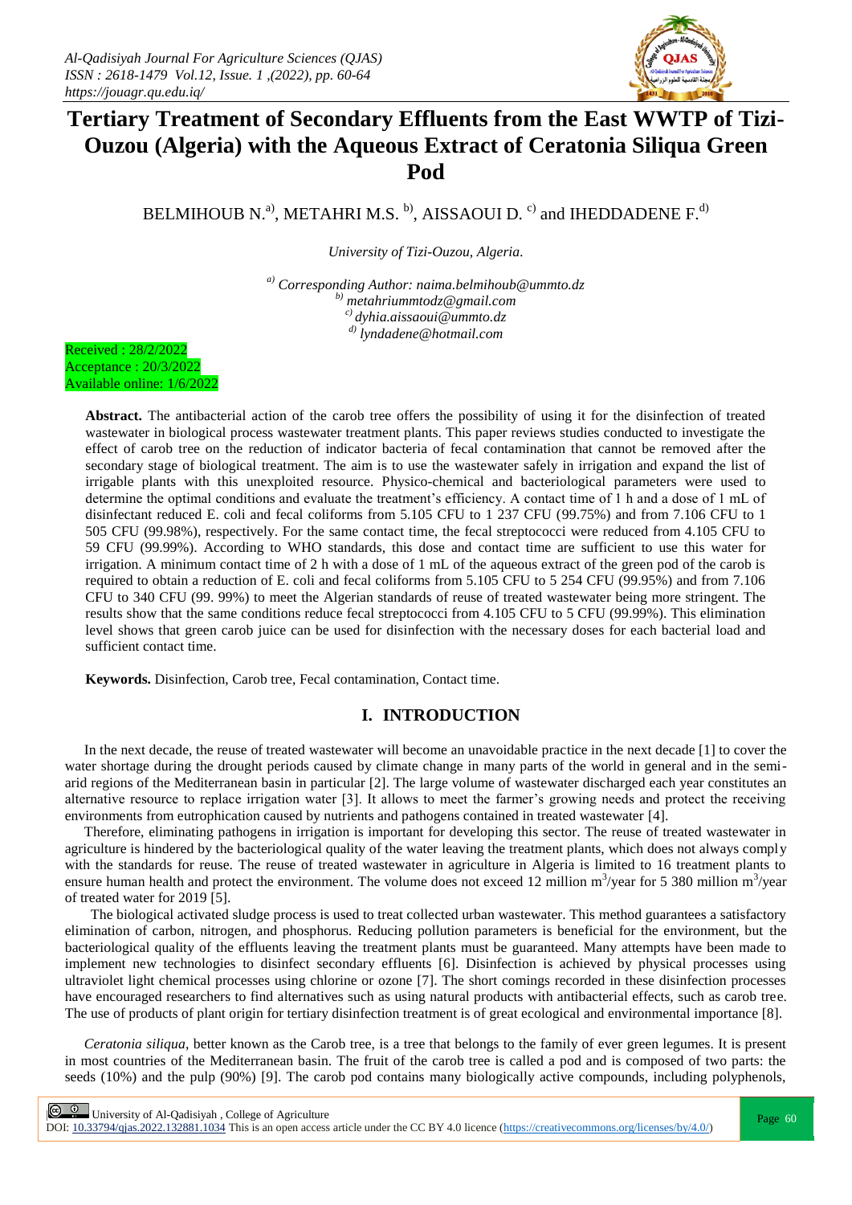# Tertiary Treatment of Secondary Effluents from the East WWTP of Tizi-Ouzou (Algeria) with the Aqueous Extract of Ceratonia Siliqua Green Pod

BELMIHOUB N.[a)], METAHRI M.S. [b)], AISSAOUI D. [c)] and IHEDDADENE F.[d)]

*University of Tizi-Ouzou, Algeria.*

[a)] *Corresponding Author: naima.belmihoub@ummto.dz*
[b)] *metahriummtodz@gmail.com*
[c)] *dyhia.aissaoui@ummto.dz*
[d)] *lyndadene@hotmail.com*

Received : 28/2/2022
Acceptance : 20/3/2022
Available online: 1/6/2022

**Abstract.** The antibacterial action of the carob tree offers the possibility of using it for the disinfection of treated wastewater in biological process wastewater treatment plants. This paper reviews studies conducted to investigate the effect of carob tree on the reduction of indicator bacteria of fecal contamination that cannot be removed after the secondary stage of biological treatment. The aim is to use the wastewater safely in irrigation and expand the list of irrigable plants with this unexploited resource. Physico-chemical and bacteriological parameters were used to determine the optimal conditions and evaluate the treatment's efficiency. A contact time of 1 h and a dose of 1 mL of disinfectant reduced E. coli and fecal coliforms from 5.105 CFU to 1 237 CFU (99.75%) and from 7.106 CFU to 1 505 CFU (99.98%), respectively. For the same contact time, the fecal streptococci were reduced from 4.105 CFU to 59 CFU (99.99%). According to WHO standards, this dose and contact time are sufficient to use this water for irrigation. A minimum contact time of 2 h with a dose of 1 mL of the aqueous extract of the green pod of the carob is required to obtain a reduction of E. coli and fecal coliforms from 5.105 CFU to 5 254 CFU (99.95%) and from 7.106 CFU to 340 CFU (99. 99%) to meet the Algerian standards of reuse of treated wastewater being more stringent. The results show that the same conditions reduce fecal streptococci from 4.105 CFU to 5 CFU (99.99%). This elimination level shows that green carob juice can be used for disinfection with the necessary doses for each bacterial load and sufficient contact time.

**Keywords.** Disinfection, Carob tree, Fecal contamination, Contact time.

## I. INTRODUCTION

In the next decade, the reuse of treated wastewater will become an unavoidable practice in the next decade [1] to cover the water shortage during the drought periods caused by climate change in many parts of the world in general and in the semi-arid regions of the Mediterranean basin in particular [2]. The large volume of wastewater discharged each year constitutes an alternative resource to replace irrigation water [3]. It allows to meet the farmer's growing needs and protect the receiving environments from eutrophication caused by nutrients and pathogens contained in treated wastewater [4].

Therefore, eliminating pathogens in irrigation is important for developing this sector. The reuse of treated wastewater in agriculture is hindered by the bacteriological quality of the water leaving the treatment plants, which does not always comply with the standards for reuse. The reuse of treated wastewater in agriculture in Algeria is limited to 16 treatment plants to ensure human health and protect the environment. The volume does not exceed 12 million $m^3$/year for 5 380 million $m^3$/year of treated water for 2019 [5].

The biological activated sludge process is used to treat collected urban wastewater. This method guarantees a satisfactory elimination of carbon, nitrogen, and phosphorus. Reducing pollution parameters is beneficial for the environment, but the bacteriological quality of the effluents leaving the treatment plants must be guaranteed. Many attempts have been made to implement new technologies to disinfect secondary effluents [6]. Disinfection is achieved by physical processes using ultraviolet light chemical processes using chlorine or ozone [7]. The short comings recorded in these disinfection processes have encouraged researchers to find alternatives such as using natural products with antibacterial effects, such as carob tree. The use of products of plant origin for tertiary disinfection treatment is of great ecological and environmental importance [8].

*Ceratonia siliqua*, better known as the Carob tree, is a tree that belongs to the family of ever green legumes. It is present in most countries of the Mediterranean basin. The fruit of the carob tree is called a pod and is composed of two parts: the seeds (10%) and the pulp (90%) [9]. The carob pod contains many biologically active compounds, including polyphenols,

University of Al-Qadisiyah , College of Agriculture
DOI: 10.33794/qjas.2022.132881.1034 This is an open access article under the CC BY 4.0 licence (https://creativecommons.org/licenses/by/4.0/)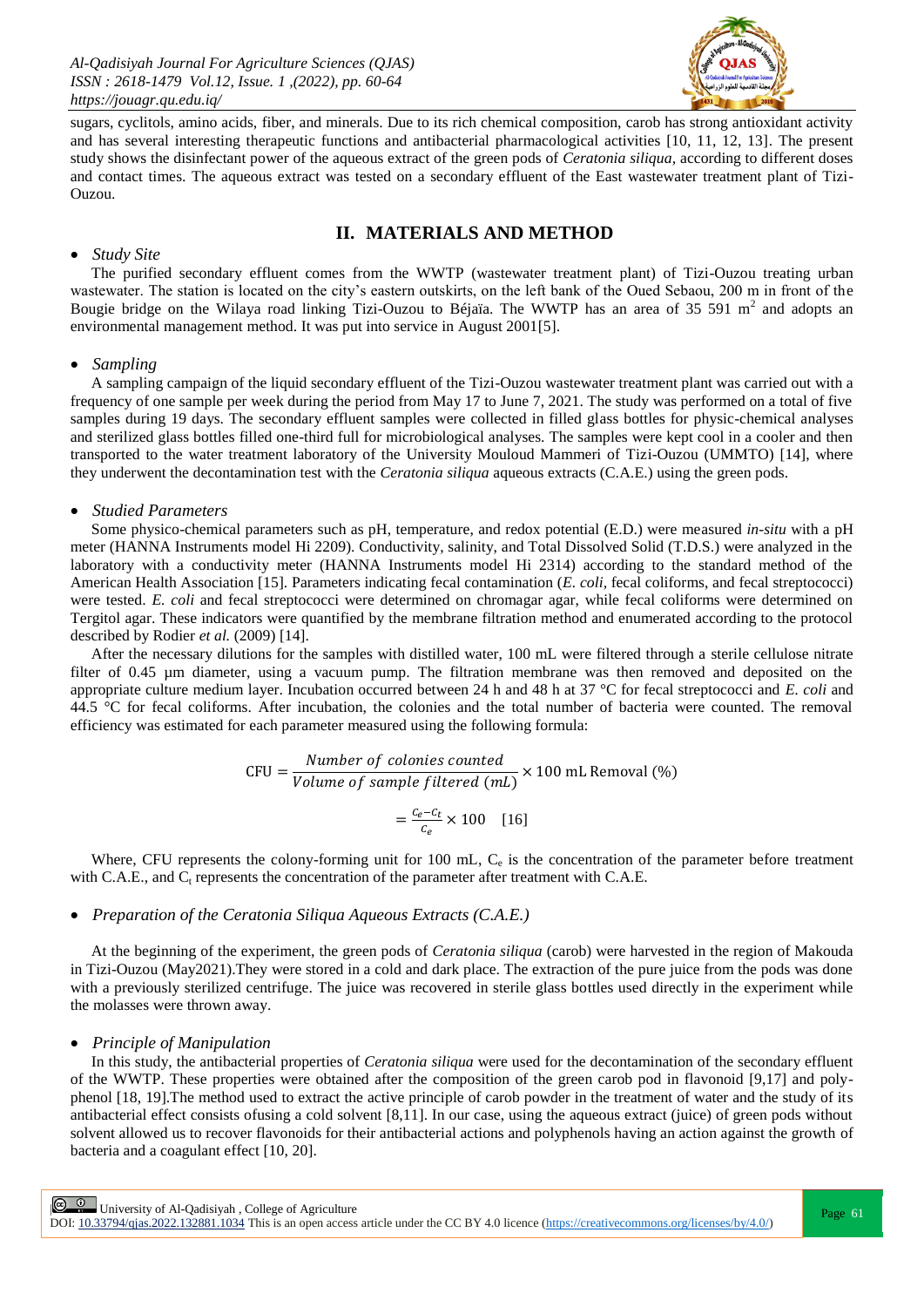sugars, cyclitols, amino acids, fiber, and minerals. Due to its rich chemical composition, carob has strong antioxidant activity and has several interesting therapeutic functions and antibacterial pharmacological activities [10, 11, 12, 13]. The present study shows the disinfectant power of the aqueous extract of the green pods of *Ceratonia siliqua*, according to different doses and contact times. The aqueous extract was tested on a secondary effluent of the East wastewater treatment plant of Tizi-Ouzou.

## II. MATERIALS AND METHOD

- *Study Site*

The purified secondary effluent comes from the WWTP (wastewater treatment plant) of Tizi-Ouzou treating urban wastewater. The station is located on the city's eastern outskirts, on the left bank of the Oued Sebaou, 200 m in front of the Bougie bridge on the Wilaya road linking Tizi-Ouzou to Béjaïa. The WWTP has an area of 35 591 m$^2$ and adopts an environmental management method. It was put into service in August 2001[5].

- *Sampling*

A sampling campaign of the liquid secondary effluent of the Tizi-Ouzou wastewater treatment plant was carried out with a frequency of one sample per week during the period from May 17 to June 7, 2021. The study was performed on a total of five samples during 19 days. The secondary effluent samples were collected in filled glass bottles for physic-chemical analyses and sterilized glass bottles filled one-third full for microbiological analyses. The samples were kept cool in a cooler and then transported to the water treatment laboratory of the University Mouloud Mammeri of Tizi-Ouzou (UMMTO) [14], where they underwent the decontamination test with the *Ceratonia siliqua* aqueous extracts (C.A.E.) using the green pods.

- *Studied Parameters*

Some physico-chemical parameters such as pH, temperature, and redox potential (E.D.) were measured *in-situ* with a pH meter (HANNA Instruments model Hi 2209). Conductivity, salinity, and Total Dissolved Solid (T.D.S.) were analyzed in the laboratory with a conductivity meter (HANNA Instruments model Hi 2314) according to the standard method of the American Health Association [15]. Parameters indicating fecal contamination (*E. coli*, fecal coliforms, and fecal streptococci) were tested. *E. coli* and fecal streptococci were determined on chromagar agar, while fecal coliforms were determined on Tergitol agar. These indicators were quantified by the membrane filtration method and enumerated according to the protocol described by Rodier *et al.* (2009) [14].

After the necessary dilutions for the samples with distilled water, 100 mL were filtered through a sterile cellulose nitrate filter of 0.45 µm diameter, using a vacuum pump. The filtration membrane was then removed and deposited on the appropriate culture medium layer. Incubation occurred between 24 h and 48 h at 37 °C for fecal streptococci and *E. coli* and 44.5 °C for fecal coliforms. After incubation, the colonies and the total number of bacteria were counted. The removal efficiency was estimated for each parameter measured using the following formula:

$$\text{CFU} = \frac{\text{Number of colonies counted}}{\text{Volume of sample filtered (mL)}} \times 100 \text{ mL Removal (\%)}$$

$$= \frac{C_e - C_t}{C_e} \times 100 \quad [16]$$

Where, CFU represents the colony-forming unit for 100 mL, $C_e$ is the concentration of the parameter before treatment with C.A.E., and $C_t$ represents the concentration of the parameter after treatment with C.A.E.

- *Preparation of the Ceratonia Siliqua Aqueous Extracts (C.A.E.)*

At the beginning of the experiment, the green pods of *Ceratonia siliqua* (carob) were harvested in the region of Makouda in Tizi-Ouzou (May2021).They were stored in a cold and dark place. The extraction of the pure juice from the pods was done with a previously sterilized centrifuge. The juice was recovered in sterile glass bottles used directly in the experiment while the molasses were thrown away.

- *Principle of Manipulation*

In this study, the antibacterial properties of *Ceratonia siliqua* were used for the decontamination of the secondary effluent of the WWTP. These properties were obtained after the composition of the green carob pod in flavonoid [9,17] and poly-phenol [18, 19].The method used to extract the active principle of carob powder in the treatment of water and the study of its antibacterial effect consists ofusing a cold solvent [8,11]. In our case, using the aqueous extract (juice) of green pods without solvent allowed us to recover flavonoids for their antibacterial actions and polyphenols having an action against the growth of bacteria and a coagulant effect [10, 20].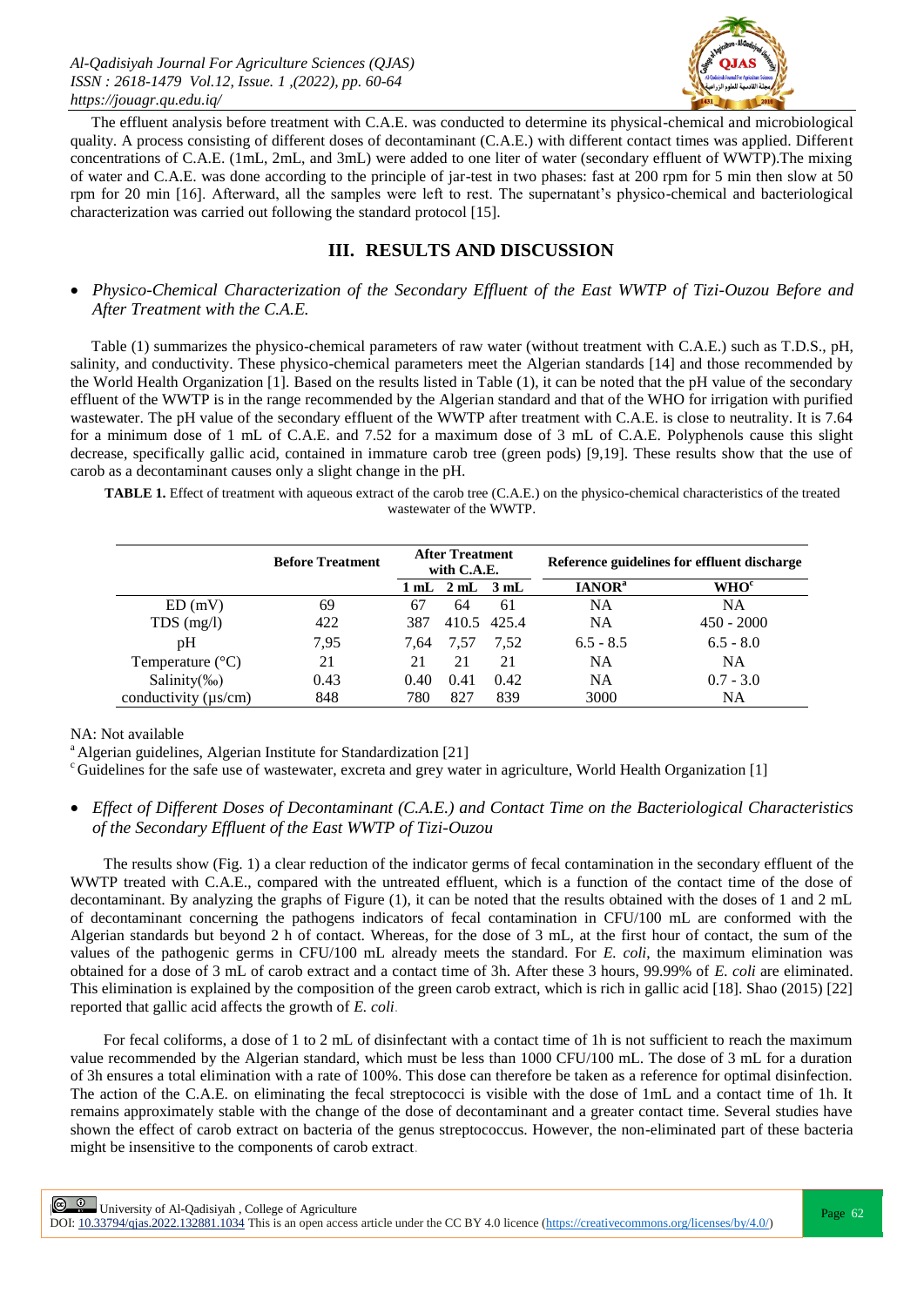The effluent analysis before treatment with C.A.E. was conducted to determine its physical-chemical and microbiological quality. A process consisting of different doses of decontaminant (C.A.E.) with different contact times was applied. Different concentrations of C.A.E. (1mL, 2mL, and 3mL) were added to one liter of water (secondary effluent of WWTP).The mixing of water and C.A.E. was done according to the principle of jar-test in two phases: fast at 200 rpm for 5 min then slow at 50 rpm for 20 min [16]. Afterward, all the samples were left to rest. The supernatant's physico-chemical and bacteriological characterization was carried out following the standard protocol [15].

## III. RESULTS AND DISCUSSION

- *Physico-Chemical Characterization of the Secondary Effluent of the East WWTP of Tizi-Ouzou Before and After Treatment with the C.A.E.*

Table (1) summarizes the physico-chemical parameters of raw water (without treatment with C.A.E.) such as T.D.S., pH, salinity, and conductivity. These physico-chemical parameters meet the Algerian standards [14] and those recommended by the World Health Organization [1]. Based on the results listed in Table (1), it can be noted that the pH value of the secondary effluent of the WWTP is in the range recommended by the Algerian standard and that of the WHO for irrigation with purified wastewater. The pH value of the secondary effluent of the WWTP after treatment with C.A.E. is close to neutrality. It is 7.64 for a minimum dose of 1 mL of C.A.E. and 7.52 for a maximum dose of 3 mL of C.A.E. Polyphenols cause this slight decrease, specifically gallic acid, contained in immature carob tree (green pods) [9,19]. These results show that the use of carob as a decontaminant causes only a slight change in the pH.

**TABLE 1.** Effect of treatment with aqueous extract of the carob tree (C.A.E.) on the physico-chemical characteristics of the treated wastewater of the WWTP.

| | Before Treatment | After Treatment with C.A.E. | | | Reference guidelines for effluent discharge | |
|---|---|---|---|---|---|---|
| | | 1 mL | 2 mL | 3 mL | IANOR[a] | WHO[c] |
| ED (mV) | 69 | 67 | 64 | 61 | NA | NA |
| TDS (mg/l) | 422 | 387 | 410.5 | 425.4 | NA | 450 - 2000 |
| pH | 7,95 | 7,64 | 7,57 | 7,52 | 6.5 - 8.5 | 6.5 - 8.0 |
| Temperature (°C) | 21 | 21 | 21 | 21 | NA | NA |
| Salinity(‰) | 0.43 | 0.40 | 0.41 | 0.42 | NA | 0.7 - 3.0 |
| conductivity (µs/cm) | 848 | 780 | 827 | 839 | 3000 | NA |

NA: Not available

[a] Algerian guidelines, Algerian Institute for Standardization [21]

[c] Guidelines for the safe use of wastewater, excreta and grey water in agriculture, World Health Organization [1]

- *Effect of Different Doses of Decontaminant (C.A.E.) and Contact Time on the Bacteriological Characteristics of the Secondary Effluent of the East WWTP of Tizi-Ouzou*

The results show (Fig. 1) a clear reduction of the indicator germs of fecal contamination in the secondary effluent of the WWTP treated with C.A.E., compared with the untreated effluent, which is a function of the contact time of the dose of decontaminant. By analyzing the graphs of Figure (1), it can be noted that the results obtained with the doses of 1 and 2 mL of decontaminant concerning the pathogens indicators of fecal contamination in CFU/100 mL are conformed with the Algerian standards but beyond 2 h of contact. Whereas, for the dose of 3 mL, at the first hour of contact, the sum of the values of the pathogenic germs in CFU/100 mL already meets the standard. For *E. coli*, the maximum elimination was obtained for a dose of 3 mL of carob extract and a contact time of 3h. After these 3 hours, 99.99% of *E. coli* are eliminated. This elimination is explained by the composition of the green carob extract, which is rich in gallic acid [18]. Shao (2015) [22] reported that gallic acid affects the growth of *E. coli*.

For fecal coliforms, a dose of 1 to 2 mL of disinfectant with a contact time of 1h is not sufficient to reach the maximum value recommended by the Algerian standard, which must be less than 1000 CFU/100 mL. The dose of 3 mL for a duration of 3h ensures a total elimination with a rate of 100%. This dose can therefore be taken as a reference for optimal disinfection. The action of the C.A.E. on eliminating the fecal streptococci is visible with the dose of 1mL and a contact time of 1h. It remains approximately stable with the change of the dose of decontaminant and a greater contact time. Several studies have shown the effect of carob extract on bacteria of the genus streptococcus. However, the non-eliminated part of these bacteria might be insensitive to the components of carob extract.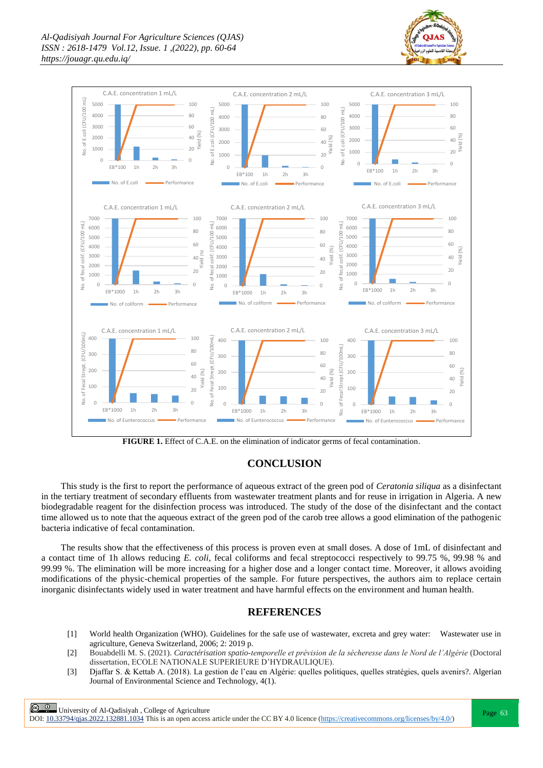**FIGURE 1.** Effect of C.A.E. on the elimination of indicator germs of fecal contamination.

## CONCLUSION

This study is the first to report the performance of aqueous extract of the green pod of *Ceratonia siliqua* as a disinfectant in the tertiary treatment of secondary effluents from wastewater treatment plants and for reuse in irrigation in Algeria. A new biodegradable reagent for the disinfection process was introduced. The study of the dose of the disinfectant and the contact time allowed us to note that the aqueous extract of the green pod of the carob tree allows a good elimination of the pathogenic bacteria indicative of fecal contamination.

The results show that the effectiveness of this process is proven even at small doses. A dose of 1mL of disinfectant and a contact time of 1h allows reducing *E. coli*, fecal coliforms and fecal streptococci respectively to 99.75 %, 99.98 % and 99.99 %. The elimination will be more increasing for a higher dose and a longer contact time. Moreover, it allows avoiding modifications of the physic-chemical properties of the sample. For future perspectives, the authors aim to replace certain inorganic disinfectants widely used in water treatment and have harmful effects on the environment and human health.

## REFERENCES

[1] World health Organization (WHO). Guidelines for the safe use of wastewater, excreta and grey water: Wastewater use in agriculture, Geneva Switzerland, 2006; 2: 2019 p.

[2] Bouabdelli M. S. (2021). *Caractérisation spatio-temporelle et prévision de la sécheresse dans le Nord de l'Algérie* (Doctoral dissertation, ECOLE NATIONALE SUPERIEURE D'HYDRAULIQUE).

[3] Djaffar S. & Kettab A. (2018). La gestion de l'eau en Algérie: quelles politiques, quelles stratégies, quels avenirs?. Algerian Journal of Environmental Science and Technology, 4(1).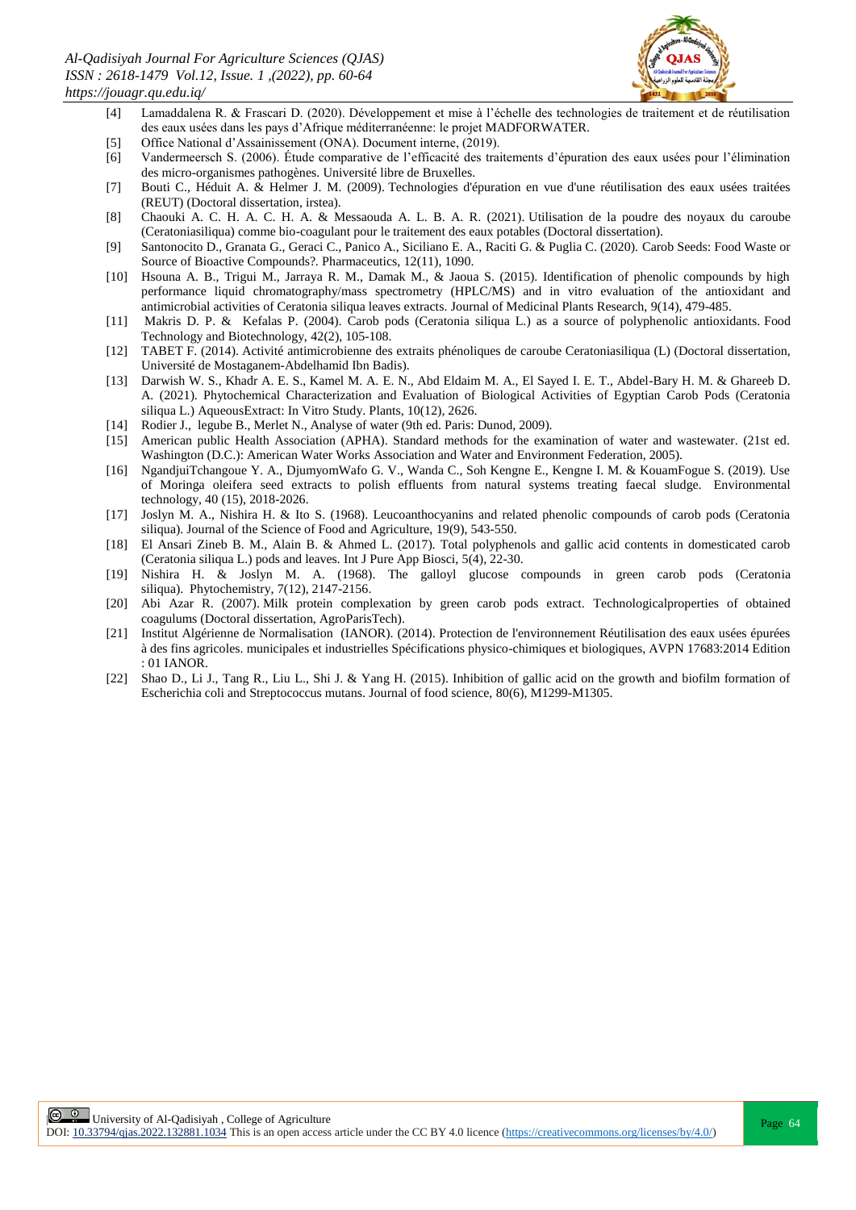[4] Lamaddalena R. & Frascari D. (2020). Développement et mise à l'échelle des technologies de traitement et de réutilisation des eaux usées dans les pays d'Afrique méditerranéenne: le projet MADFORWATER.

[5] Office National d'Assainissement (ONA). Document interne, (2019).

[6] Vandermeersch S. (2006). Étude comparative de l'efficacité des traitements d'épuration des eaux usées pour l'élimination des micro-organismes pathogènes. Université libre de Bruxelles.

[7] Bouti C., Héduit A. & Helmer J. M. (2009). Technologies d'épuration en vue d'une réutilisation des eaux usées traitées (REUT) (Doctoral dissertation, irstea).

[8] Chaouki A. C. H. A. C. H. A. & Messaouda A. L. B. A. R. (2021). Utilisation de la poudre des noyaux du caroube (Ceratoniasiliqua) comme bio-coagulant pour le traitement des eaux potables (Doctoral dissertation).

[9] Santonocito D., Granata G., Geraci C., Panico A., Siciliano E. A., Raciti G. & Puglia C. (2020). Carob Seeds: Food Waste or Source of Bioactive Compounds?. Pharmaceutics, 12(11), 1090.

[10] Hsouna A. B., Trigui M., Jarraya R. M., Damak M., & Jaoua S. (2015). Identification of phenolic compounds by high performance liquid chromatography/mass spectrometry (HPLC/MS) and in vitro evaluation of the antioxidant and antimicrobial activities of Ceratonia siliqua leaves extracts. Journal of Medicinal Plants Research, 9(14), 479-485.

[11] Makris D. P. & Kefalas P. (2004). Carob pods (Ceratonia siliqua L.) as a source of polyphenolic antioxidants. Food Technology and Biotechnology, 42(2), 105-108.

[12] TABET F. (2014). Activité antimicrobienne des extraits phénoliques de caroube Ceratoniasiliqua (L) (Doctoral dissertation, Université de Mostaganem-Abdelhamid Ibn Badis).

[13] Darwish W. S., Khadr A. E. S., Kamel M. A. E. N., Abd Eldaim M. A., El Sayed I. E. T., Abdel-Bary H. M. & Ghareeb D. A. (2021). Phytochemical Characterization and Evaluation of Biological Activities of Egyptian Carob Pods (Ceratonia siliqua L.) AqueousExtract: In Vitro Study. Plants, 10(12), 2626.

[14] Rodier J., legube B., Merlet N., Analyse of water (9th ed. Paris: Dunod, 2009).

[15] American public Health Association (APHA). Standard methods for the examination of water and wastewater. (21st ed. Washington (D.C.): American Water Works Association and Water and Environment Federation, 2005).

[16] NgandjuiTchangoue Y. A., DjumyomWafo G. V., Wanda C., Soh Kengne E., Kengne I. M. & KouamFogue S. (2019). Use of Moringa oleifera seed extracts to polish effluents from natural systems treating faecal sludge. Environmental technology, 40 (15), 2018-2026.

[17] Joslyn M. A., Nishira H. & Ito S. (1968). Leucoanthocyanins and related phenolic compounds of carob pods (Ceratonia siliqua). Journal of the Science of Food and Agriculture, 19(9), 543-550.

[18] El Ansari Zineb B. M., Alain B. & Ahmed L. (2017). Total polyphenols and gallic acid contents in domesticated carob (Ceratonia siliqua L.) pods and leaves. Int J Pure App Biosci, 5(4), 22-30.

[19] Nishira H. & Joslyn M. A. (1968). The galloyl glucose compounds in green carob pods (Ceratonia siliqua). Phytochemistry, 7(12), 2147-2156.

[20] Abi Azar R. (2007). Milk protein complexation by green carob pods extract. Technologicalproperties of obtained coagulums (Doctoral dissertation, AgroParisTech).

[21] Institut Algérienne de Normalisation (IANOR). (2014). Protection de l'environnement Réutilisation des eaux usées épurées à des fins agricoles. municipales et industrielles Spécifications physico-chimiques et biologiques, AVPN 17683:2014 Edition : 01 IANOR.

[22] Shao D., Li J., Tang R., Liu L., Shi J. & Yang H. (2015). Inhibition of gallic acid on the growth and biofilm formation of Escherichia coli and Streptococcus mutans. Journal of food science, 80(6), M1299-M1305.